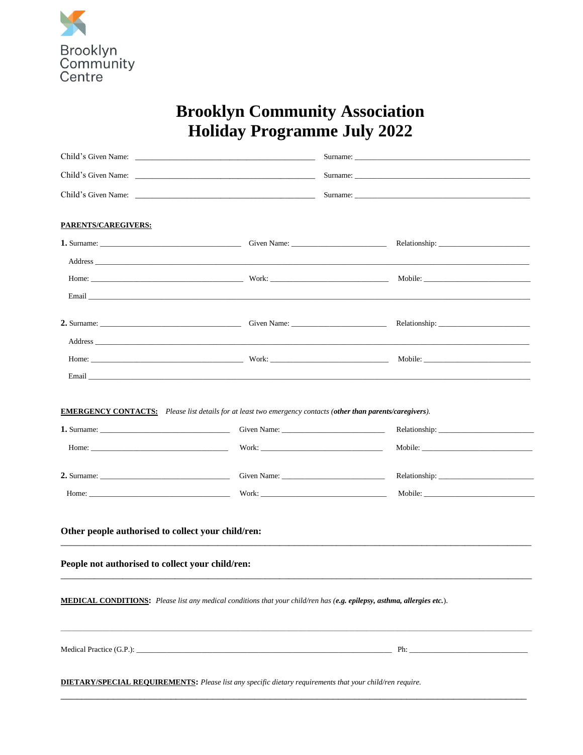Brooklyn Community Centre

# Brooklyn Community Association
# Holiday Programme July 2022

Child's Given Name: ______________________________ Surname: ______________________________

Child's Given Name: ______________________________ Surname: ______________________________

Child's Given Name: ______________________________ Surname: ______________________________

**PARENTS/CAREGIVERS:**

**1.** Surname: ____________________ Given Name: ____________________ Relationship: ____________________

Address ______________________________________________________________

Home: ____________________ Work: ____________________ Mobile: ____________________

Email ______________________________________________________________

**2.** Surname: ____________________ Given Name: ____________________ Relationship: ____________________

Address ______________________________________________________________

Home: ____________________ Work: ____________________ Mobile: ____________________

Email ______________________________________________________________

**EMERGENCY CONTACTS:** *Please list details for at least two emergency contacts (**other than parents/caregivers**).*

**1.** Surname: ____________________ Given Name: ____________________ Relationship: ____________________

Home: ____________________ Work: ____________________ Mobile: ____________________

**2.** Surname: ____________________ Given Name: ____________________ Relationship: ____________________

Home: ____________________ Work: ____________________ Mobile: ____________________

**Other people authorised to collect your child/ren:**

______________________________________________________________

**People not authorised to collect your child/ren:**

______________________________________________________________

**MEDICAL CONDITIONS:** *Please list any medical conditions that your child/ren has (**e.g. epilepsy, asthma, allergies etc.**).*

______________________________________________________________

Medical Practice (G.P.): ______________________________ Ph: ____________________

**DIETARY/SPECIAL REQUIREMENTS:** *Please list any specific dietary requirements that your child/ren require.*

______________________________________________________________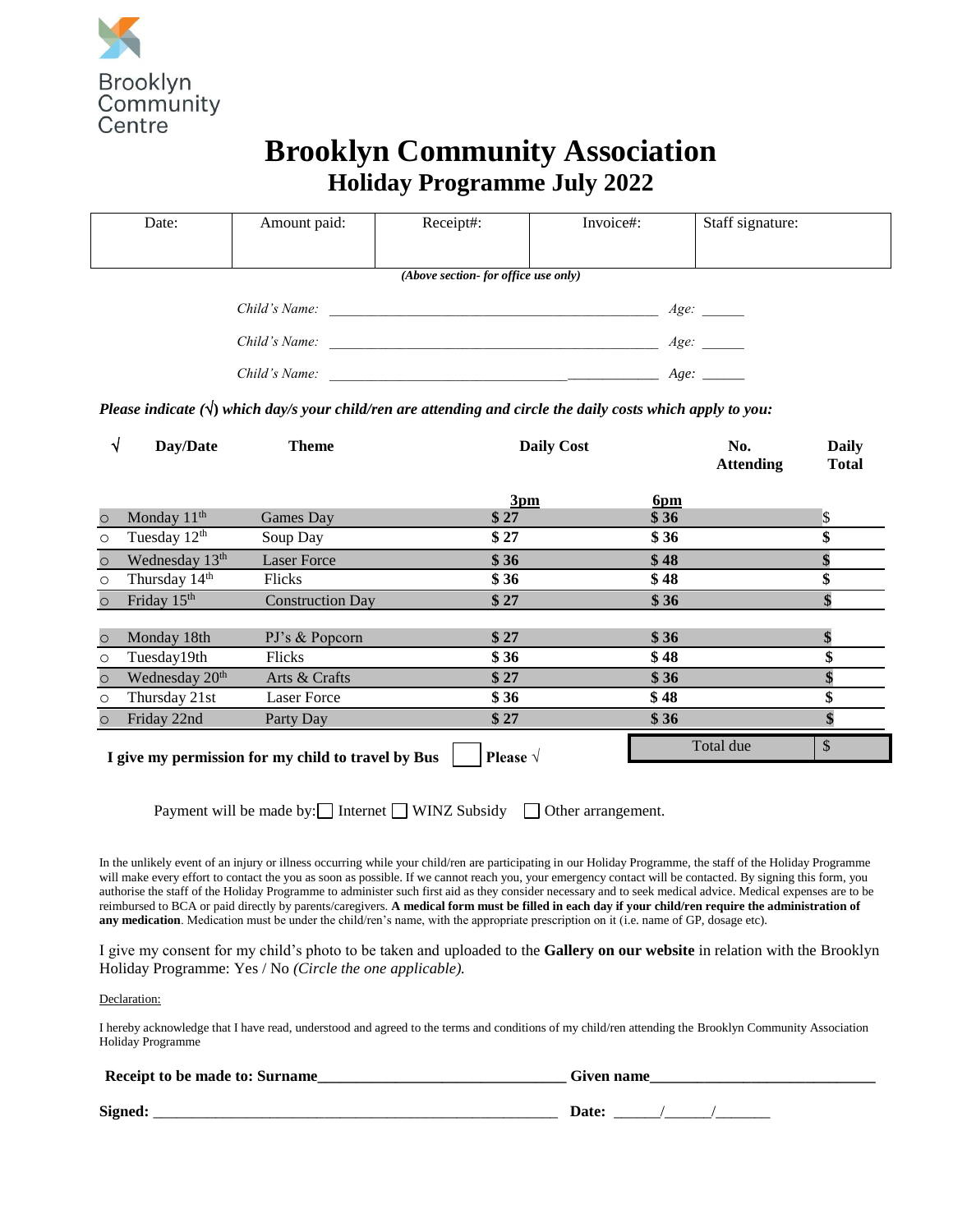Brooklyn Community Centre

# Brooklyn Community Association

## Holiday Programme July 2022

| Date: | Amount paid: | Receipt#: | Invoice#: | Staff signature: |
|---|---|---|---|---|
| | | | | |

*(Above section- for office use only)*

*Child's Name:* ______________________________________________ *Age:* ______

*Child's Name:* ______________________________________________ *Age:* ______

*Child's Name:* ______________________________________________ *Age:* ______

***Please indicate (√) which day/s your child/ren are attending and circle the daily costs which apply to you:***

| √ | Day/Date | Theme | Daily Cost 3pm | Daily Cost 6pm | No. Attending | Daily Total |
|---|---|---|---|---|---|---|
| ○ | Monday 11th | Games Day | $ 27 | $ 36 | | $ |
| ○ | Tuesday 12th | Soup Day | $ 27 | $ 36 | | $ |
| ○ | Wednesday 13th | Laser Force | $ 36 | $ 48 | | $ |
| ○ | Thursday 14th | Flicks | $ 36 | $ 48 | | $ |
| ○ | Friday 15th | Construction Day | $ 27 | $ 36 | | $ |
| ○ | Monday 18th | PJ's & Popcorn | $ 27 | $ 36 | | $ |
| ○ | Tuesday19th | Flicks | $ 36 | $ 48 | | $ |
| ○ | Wednesday 20th | Arts & Crafts | $ 27 | $ 36 | | $ |
| ○ | Thursday 21st | Laser Force | $ 36 | $ 48 | | $ |
| ○ | Friday 22nd | Party Day | $ 27 | $ 36 | | $ |
| | | | | | Total due | $ |

**I give my permission for my child to travel by Bus** ☐ **Please √**

Payment will be made by: ☐ Internet ☐ WINZ Subsidy ☐ Other arrangement.

In the unlikely event of an injury or illness occurring while your child/ren are participating in our Holiday Programme, the staff of the Holiday Programme will make every effort to contact the you as soon as possible. If we cannot reach you, your emergency contact will be contacted. By signing this form, you authorise the staff of the Holiday Programme to administer such first aid as they consider necessary and to seek medical advice. Medical expenses are to be reimbursed to BCA or paid directly by parents/caregivers. **A medical form must be filled in each day if your child/ren require the administration of any medication**. Medication must be under the child/ren's name, with the appropriate prescription on it (i.e. name of GP, dosage etc).

I give my consent for my child's photo to be taken and uploaded to the **Gallery on our website** in relation with the Brooklyn Holiday Programme: Yes / No *(Circle the one applicable).*

Declaration:

I hereby acknowledge that I have read, understood and agreed to the terms and conditions of my child/ren attending the Brooklyn Community Association Holiday Programme

**Receipt to be made to: Surname**_______________________________ **Given name**_____________________________

**Signed:** _______________________________________________________ **Date:** ______/______/_______